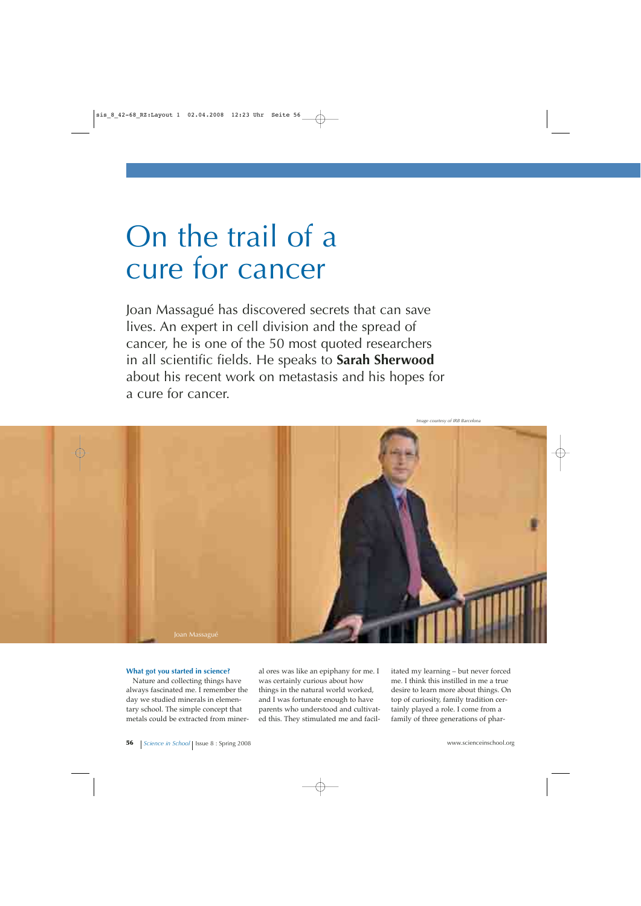# On the trail of a cure for cancer

Joan Massagué has discovered secrets that can save lives. An expert in cell division and the spread of cancer, he is one of the 50 most quoted researchers in all scientific fields. He speaks to **Sarah Sherwood** about his recent work on metastasis and his hopes for a cure for cancer.

*Image courtesy of IRB Barcelona*

Joan Massagué

### What got you started in science?

Nature and collecting things have always fascinated me. I remember the day we studied minerals in elementary school. The simple concept that metals could be extracted from mineral ores was like an epiphany for me. I was certainly curious about how things in the natural world worked, and I was fortunate enough to have parents who understood and cultivated this. They stimulated me and facilitated my learning – but never forced me. I think this instilled in me a true desire to learn more about things. On top of curiosity, family tradition certainly played a role. I come from a family of three generations of phar-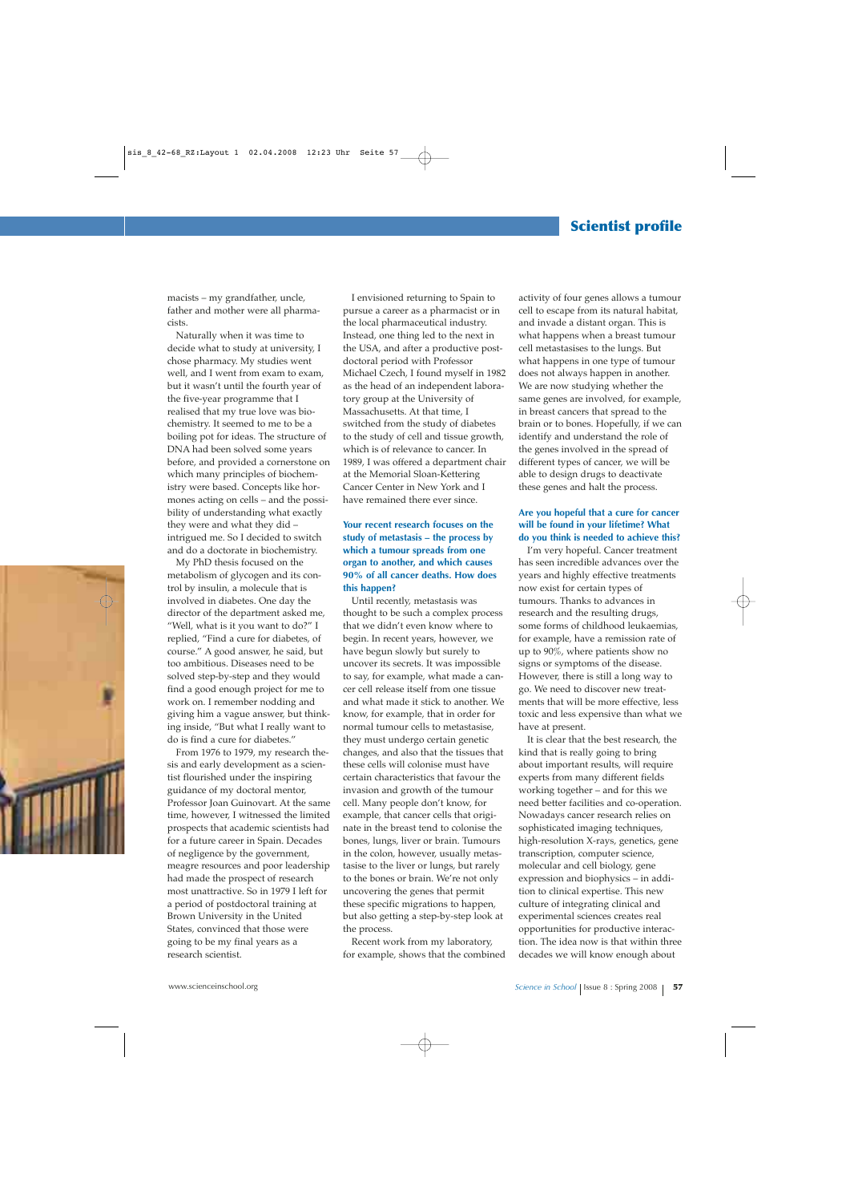macists – my grandfather, uncle, father and mother were all pharmacists.

Naturally when it was time to decide what to study at university, I chose pharmacy. My studies went well, and I went from exam to exam, but it wasn't until the fourth year of the five-year programme that I realised that my true love was biochemistry. It seemed to me to be a boiling pot for ideas. The structure of DNA had been solved some years before, and provided a cornerstone on which many principles of biochemistry were based. Concepts like hormones acting on cells – and the possibility of understanding what exactly they were and what they did – intrigued me. So I decided to switch and do a doctorate in biochemistry.

My PhD thesis focused on the metabolism of glycogen and its control by insulin, a molecule that is involved in diabetes. One day the director of the department asked me, "Well, what is it you want to do?" I replied, "Find a cure for diabetes, of course." A good answer, he said, but too ambitious. Diseases need to be solved step-by-step and they would find a good enough project for me to work on. I remember nodding and giving him a vague answer, but thinking inside, "But what I really want to do is find a cure for diabetes."

From 1976 to 1979, my research thesis and early development as a scientist flourished under the inspiring guidance of my doctoral mentor, Professor Joan Guinovart. At the same time, however, I witnessed the limited prospects that academic scientists had for a future career in Spain. Decades of negligence by the government, meagre resources and poor leadership had made the prospect of research most unattractive. So in 1979 I left for a period of postdoctoral training at Brown University in the United States, convinced that those were going to be my final years as a research scientist.

I envisioned returning to Spain to pursue a career as a pharmacist or in the local pharmaceutical industry. Instead, one thing led to the next in the USA, and after a productive postdoctoral period with Professor Michael Czech, I found myself in 1982 as the head of an independent laboratory group at the University of Massachusetts. At that time, I switched from the study of diabetes to the study of cell and tissue growth, which is of relevance to cancer. In 1989, I was offered a department chair at the Memorial Sloan-Kettering Cancer Center in New York and I have remained there ever since.

**Your recent research focuses on the study of metastasis – the process by which a tumour spreads from one organ to another, and which causes 90% of all cancer deaths. How does this happen?**

Until recently, metastasis was thought to be such a complex process that we didn't even know where to begin. In recent years, however, we have begun slowly but surely to uncover its secrets. It was impossible to say, for example, what made a cancer cell release itself from one tissue and what made it stick to another. We know, for example, that in order for normal tumour cells to metastasise, they must undergo certain genetic changes, and also that the tissues that these cells will colonise must have certain characteristics that favour the invasion and growth of the tumour cell. Many people don't know, for example, that cancer cells that originate in the breast tend to colonise the bones, lungs, liver or brain. Tumours in the colon, however, usually metastasise to the liver or lungs, but rarely to the bones or brain. We're not only uncovering the genes that permit these specific migrations to happen, but also getting a step-by-step look at the process.

Recent work from my laboratory, for example, shows that the combined activity of four genes allows a tumour cell to escape from its natural habitat, and invade a distant organ. This is what happens when a breast tumour cell metastasises to the lungs. But what happens in one type of tumour does not always happen in another. We are now studying whether the same genes are involved, for example, in breast cancers that spread to the brain or to bones. Hopefully, if we can identify and understand the role of the genes involved in the spread of different types of cancer, we will be able to design drugs to deactivate these genes and halt the process.

**Are you hopeful that a cure for cancer will be found in your lifetime? What do you think is needed to achieve this?**

I'm very hopeful. Cancer treatment has seen incredible advances over the years and highly effective treatments now exist for certain types of tumours. Thanks to advances in research and the resulting drugs, some forms of childhood leukaemias, for example, have a remission rate of up to 90%, where patients show no signs or symptoms of the disease. However, there is still a long way to go. We need to discover new treatments that will be more effective, less toxic and less expensive than what we have at present.

It is clear that the best research, the kind that is really going to bring about important results, will require experts from many different fields working together – and for this we need better facilities and co-operation. Nowadays cancer research relies on sophisticated imaging techniques, high-resolution X-rays, genetics, gene transcription, computer science, molecular and cell biology, gene expression and biophysics – in addition to clinical expertise. This new culture of integrating clinical and experimental sciences creates real opportunities for productive interaction. The idea now is that within three decades we will know enough about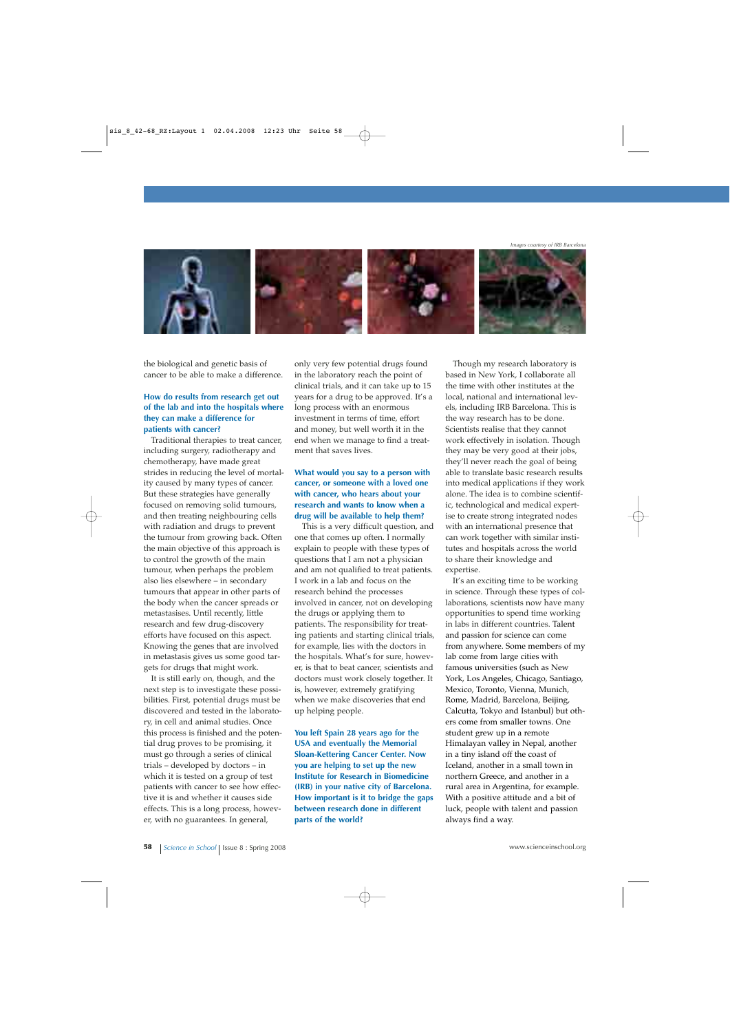*Images courtesy of IRB Barcelona*

the biological and genetic basis of cancer to be able to make a difference.

**How do results from research get out of the lab and into the hospitals where they can make a difference for patients with cancer?**

Traditional therapies to treat cancer, including surgery, radiotherapy and chemotherapy, have made great strides in reducing the level of mortality caused by many types of cancer. But these strategies have generally focused on removing solid tumours, and then treating neighbouring cells with radiation and drugs to prevent the tumour from growing back. Often the main objective of this approach is to control the growth of the main tumour, when perhaps the problem also lies elsewhere – in secondary tumours that appear in other parts of the body when the cancer spreads or metastasises. Until recently, little research and few drug-discovery efforts have focused on this aspect. Knowing the genes that are involved in metastasis gives us some good targets for drugs that might work.

It is still early on, though, and the next step is to investigate these possibilities. First, potential drugs must be discovered and tested in the laboratory, in cell and animal studies. Once this process is finished and the potential drug proves to be promising, it must go through a series of clinical trials – developed by doctors – in which it is tested on a group of test patients with cancer to see how effective it is and whether it causes side effects. This is a long process, however, with no guarantees. In general, only very few potential drugs found in the laboratory reach the point of clinical trials, and it can take up to 15 years for a drug to be approved. It's a long process with an enormous investment in terms of time, effort and money, but well worth it in the end when we manage to find a treatment that saves lives.

**What would you say to a person with cancer, or someone with a loved one with cancer, who hears about your research and wants to know when a drug will be available to help them?**

This is a very difficult question, and one that comes up often. I normally explain to people with these types of questions that I am not a physician and am not qualified to treat patients. I work in a lab and focus on the research behind the processes involved in cancer, not on developing the drugs or applying them to patients. The responsibility for treating patients and starting clinical trials, for example, lies with the doctors in the hospitals. What's for sure, however, is that to beat cancer, scientists and doctors must work closely together. It is, however, extremely gratifying when we make discoveries that end up helping people.

**You left Spain 28 years ago for the USA and eventually the Memorial Sloan-Kettering Cancer Center. Now you are helping to set up the new Institute for Research in Biomedicine (IRB) in your native city of Barcelona. How important is it to bridge the gaps between research done in different parts of the world?**

Though my research laboratory is based in New York, I collaborate all the time with other institutes at the local, national and international levels, including IRB Barcelona. This is the way research has to be done. Scientists realise that they cannot work effectively in isolation. Though they may be very good at their jobs, they'll never reach the goal of being able to translate basic research results into medical applications if they work alone. The idea is to combine scientific, technological and medical expertise to create strong integrated nodes with an international presence that can work together with similar institutes and hospitals across the world to share their knowledge and expertise.

It's an exciting time to be working in science. Through these types of collaborations, scientists now have many opportunities to spend time working in labs in different countries. Talent and passion for science can come from anywhere. Some members of my lab come from large cities with famous universities (such as New York, Los Angeles, Chicago, Santiago, Mexico, Toronto, Vienna, Munich, Rome, Madrid, Barcelona, Beijing, Calcutta, Tokyo and Istanbul) but others come from smaller towns. One student grew up in a remote Himalayan valley in Nepal, another in a tiny island off the coast of Iceland, another in a small town in northern Greece, and another in a rural area in Argentina, for example. With a positive attitude and a bit of luck, people with talent and passion always find a way.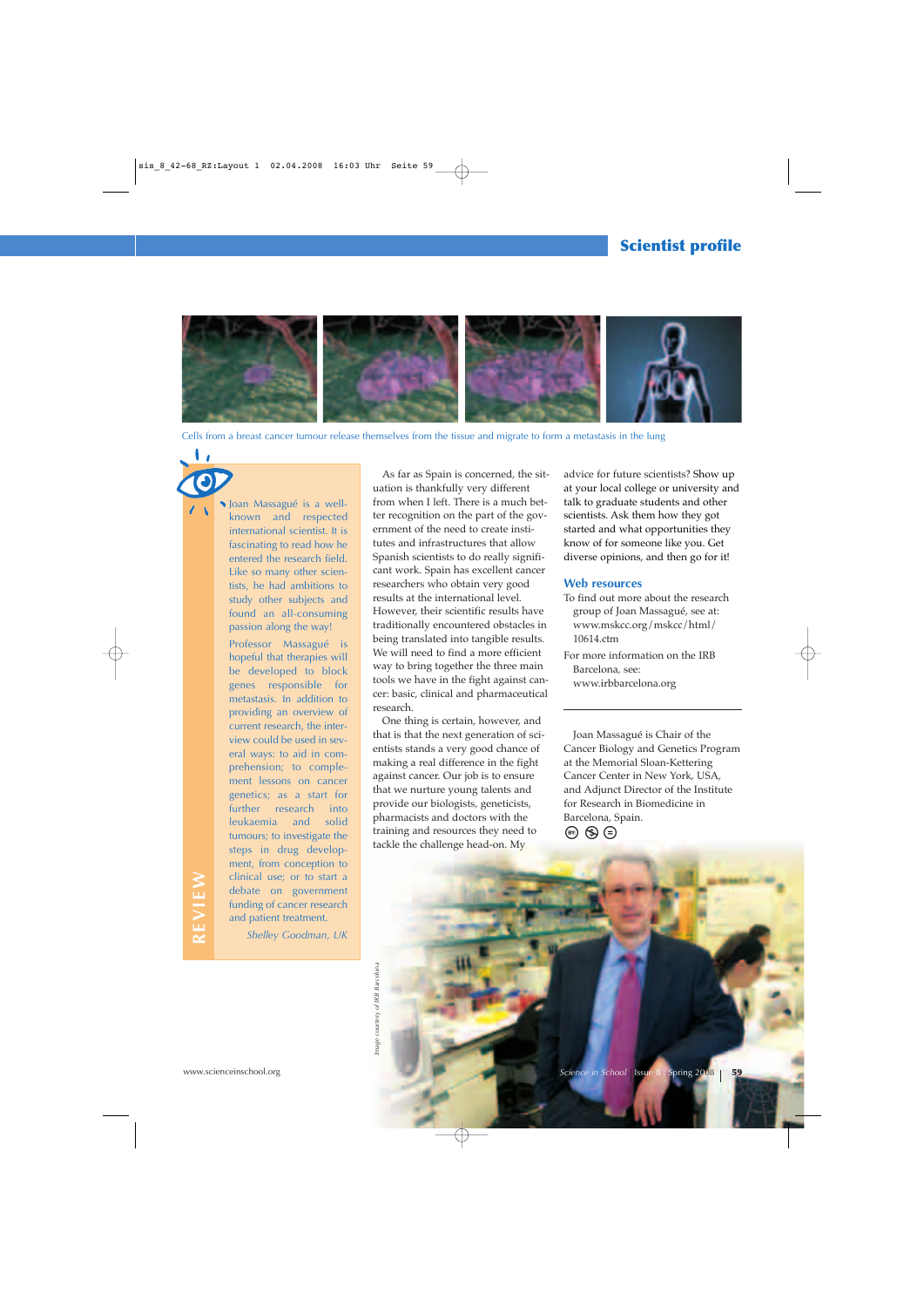Cells from a breast cancer tumour release themselves from the tissue and migrate to form a metastasis in the lung

REVIEW

Joan Massagué is a well-known and respected international scientist. It is fascinating to read how he entered the research field. Like so many other scientists, he had ambitions to study other subjects and found an all-consuming passion along the way!

Professor Massagué is hopeful that therapies will be developed to block genes responsible for metastasis. In addition to providing an overview of current research, the interview could be used in several ways: to aid in comprehension; to complement lessons on cancer genetics; as a start for further research into leukaemia and solid tumours; to investigate the steps in drug development, from conception to clinical use; or to start a debate on government funding of cancer research and patient treatment.

*Shelley Goodman, UK*

As far as Spain is concerned, the situation is thankfully very different from when I left. There is a much better recognition on the part of the government of the need to create institutes and infrastructures that allow Spanish scientists to do really significant work. Spain has excellent cancer researchers who obtain very good results at the international level. However, their scientific results have traditionally encountered obstacles in being translated into tangible results. We will need to find a more efficient way to bring together the three main tools we have in the fight against cancer: basic, clinical and pharmaceutical research.

One thing is certain, however, and that is that the next generation of scientists stands a very good chance of making a real difference in the fight against cancer. Our job is to ensure that we nurture young talents and provide our biologists, geneticists, pharmacists and doctors with the training and resources they need to tackle the challenge head-on. My advice for future scientists? Show up at your local college or university and talk to graduate students and other scientists. Ask them how they got started and what opportunities they know of for someone like you. Get diverse opinions, and then go for it!

## Web resources

To find out more about the research group of Joan Massagué, see at: www.mskcc.org/mskcc/html/10614.ctm

For more information on the IRB Barcelona, see: www.irbbarcelona.org

Joan Massagué is Chair of the Cancer Biology and Genetics Program at the Memorial Sloan-Kettering Cancer Center in New York, USA, and Adjunct Director of the Institute for Research in Biomedicine in Barcelona, Spain.

*Image courtesy of IRB Barcelona*